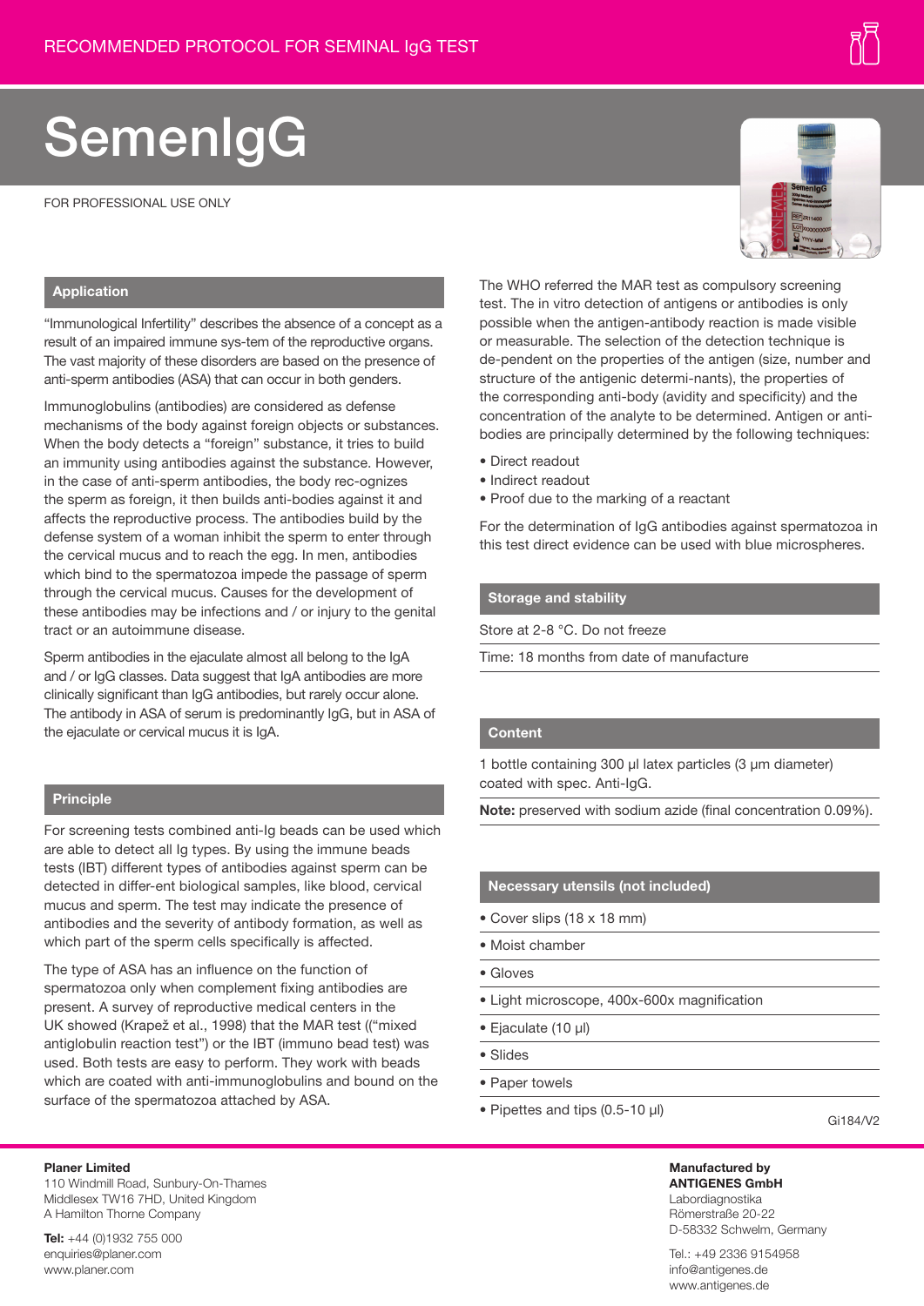RECOMMENDED PROTOCOL FOR SEMINAL IgG TEST

# SemenIgG

FOR PROFESSIONAL USE ONLY

## Application

"Immunological Infertility" describes the absence of a concept as a result of an impaired immune sys-tem of the reproductive organs. The vast majority of these disorders are based on the presence of anti-sperm antibodies (ASA) that can occur in both genders.

Immunoglobulins (antibodies) are considered as defense mechanisms of the body against foreign objects or substances. When the body detects a "foreign" substance, it tries to build an immunity using antibodies against the substance. However, in the case of anti-sperm antibodies, the body rec-ognizes the sperm as foreign, it then builds anti-bodies against it and affects the reproductive process. The antibodies build by the defense system of a woman inhibit the sperm to enter through the cervical mucus and to reach the egg. In men, antibodies which bind to the spermatozoa impede the passage of sperm through the cervical mucus. Causes for the development of these antibodies may be infections and / or injury to the genital tract or an autoimmune disease.

Sperm antibodies in the ejaculate almost all belong to the IgA and / or IgG classes. Data suggest that IgA antibodies are more clinically significant than IgG antibodies, but rarely occur alone. The antibody in ASA of serum is predominantly IgG, but in ASA of the ejaculate or cervical mucus it is IgA.

## Principle

For screening tests combined anti-Ig beads can be used which are able to detect all Ig types. By using the immune beads tests (IBT) different types of antibodies against sperm can be detected in differ-ent biological samples, like blood, cervical mucus and sperm. The test may indicate the presence of antibodies and the severity of antibody formation, as well as which part of the sperm cells specifically is affected.

The type of ASA has an influence on the function of spermatozoa only when complement fixing antibodies are present. A survey of reproductive medical centers in the UK showed (Krapež et al., 1998) that the MAR test (("mixed antiglobulin reaction test") or the IBT (immuno bead test) was used. Both tests are easy to perform. They work with beads which are coated with anti-immunoglobulins and bound on the surface of the spermatozoa attached by ASA.

The WHO referred the MAR test as compulsory screening test. The in vitro detection of antigens or antibodies is only possible when the antigen-antibody reaction is made visible or measurable. The selection of the detection technique is de-pendent on the properties of the antigen (size, number and structure of the antigenic determi-nants), the properties of the corresponding anti-body (avidity and specificity) and the concentration of the analyte to be determined. Antigen or anti-bodies are principally determined by the following techniques:

- Direct readout
- Indirect readout
- Proof due to the marking of a reactant

For the determination of IgG antibodies against spermatozoa in this test direct evidence can be used with blue microspheres.

## Storage and stability

Store at 2-8 °C. Do not freeze

Time: 18 months from date of manufacture

## Content

1 bottle containing 300 µl latex particles (3 µm diameter) coated with spec. Anti-IgG.

**Note:** preserved with sodium azide (final concentration 0.09%).

## Necessary utensils (not included)

- Cover slips (18 x 18 mm)
- Moist chamber
- Gloves
- Light microscope, 400x-600x magnification
- Ejaculate (10 µl)
- Slides
- Paper towels
- Pipettes and tips (0.5-10 µl)

Gi184/V2

**Planer Limited**
110 Windmill Road, Sunbury-On-Thames
Middlesex TW16 7HD, United Kingdom
A Hamilton Thorne Company

**Tel:** +44 (0)1932 755 000
enquiries@planer.com
www.planer.com

**Manufactured by**
**ANTIGENES GmbH**
Labordiagnostika
Römerstraße 20-22
D-58332 Schwelm, Germany

Tel.: +49 2336 9154958
info@antigenes.de
www.antigenes.de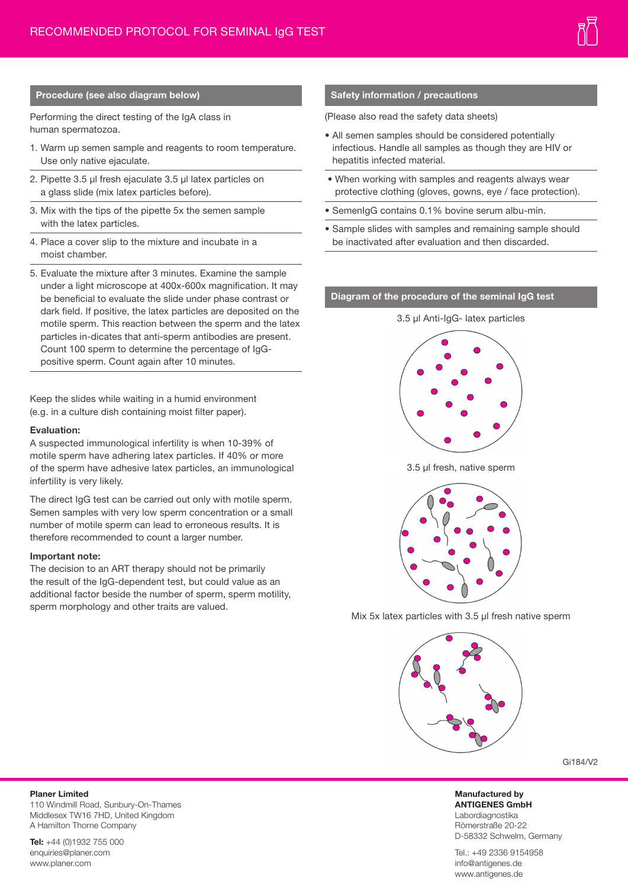# RECOMMENDED PROTOCOL FOR SEMINAL IgG TEST

## Procedure (see also diagram below)

Performing the direct testing of the IgA class in human spermatozoa.

1. Warm up semen sample and reagents to room temperature. Use only native ejaculate.
2. Pipette 3.5 µl fresh ejaculate 3.5 µl latex particles on a glass slide (mix latex particles before).
3. Mix with the tips of the pipette 5x the semen sample with the latex particles.
4. Place a cover slip to the mixture and incubate in a moist chamber.
5. Evaluate the mixture after 3 minutes. Examine the sample under a light microscope at 400x-600x magnification. It may be beneficial to evaluate the slide under phase contrast or dark field. If positive, the latex particles are deposited on the motile sperm. This reaction between the sperm and the latex particles in-dicates that anti-sperm antibodies are present. Count 100 sperm to determine the percentage of IgG-positive sperm. Count again after 10 minutes.

Keep the slides while waiting in a humid environment (e.g. in a culture dish containing moist filter paper).

**Evaluation:**
A suspected immunological infertility is when 10-39% of motile sperm have adhering latex particles. If 40% or more of the sperm have adhesive latex particles, an immunological infertility is very likely.

The direct IgG test can be carried out only with motile sperm. Semen samples with very low sperm concentration or a small number of motile sperm can lead to erroneous results. It is therefore recommended to count a larger number.

**Important note:**
The decision to an ART therapy should not be primarily the result of the IgG-dependent test, but could value as an additional factor beside the number of sperm, sperm motility, sperm morphology and other traits are valued.

## Safety information / precautions

(Please also read the safety data sheets)

- All semen samples should be considered potentially infectious. Handle all samples as though they are HIV or hepatitis infected material.
- When working with samples and reagents always wear protective clothing (gloves, gowns, eye / face protection).
- SemenIgG contains 0.1% bovine serum albu-min.
- Sample slides with samples and remaining sample should be inactivated after evaluation and then discarded.

## Diagram of the procedure of the seminal IgG test

3.5 µl Anti-IgG- latex particles

3.5 µl fresh, native sperm

Mix 5x latex particles with 3.5 µl fresh native sperm

Gi184/V2

**Planer Limited**
110 Windmill Road, Sunbury-On-Thames
Middlesex TW16 7HD, United Kingdom
A Hamilton Thorne Company

**Tel:** +44 (0)1932 755 000
enquiries@planer.com
www.planer.com

**Manufactured by**
**ANTIGENES GmbH**
Labordiagnostika
Römerstraße 20-22
D-58332 Schwelm, Germany

Tel.: +49 2336 9154958
info@antigenes.de
www.antigenes.de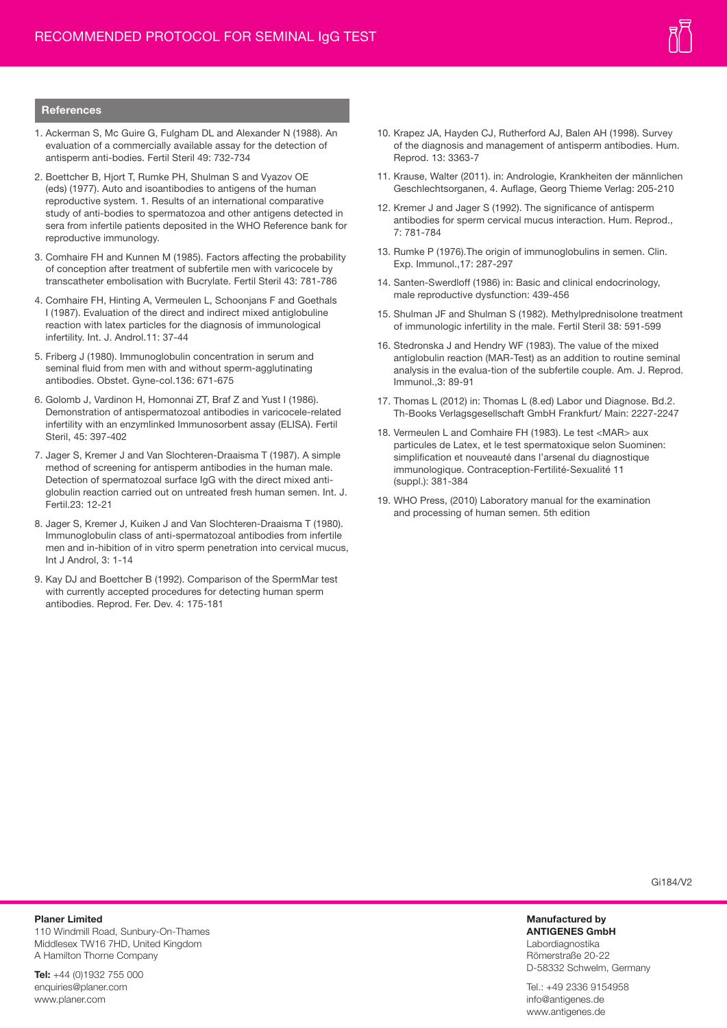## References

1. Ackerman S, Mc Guire G, Fulgham DL and Alexander N (1988). An evaluation of a commercially available assay for the detection of antisperm anti-bodies. Fertil Steril 49: 732-734
2. Boettcher B, Hjort T, Rumke PH, Shulman S and Vyazov OE (eds) (1977). Auto and isoantibodies to antigens of the human reproductive system. 1. Results of an international comparative study of anti-bodies to spermatozoa and other antigens detected in sera from infertile patients deposited in the WHO Reference bank for reproductive immunology.
3. Comhaire FH and Kunnen M (1985). Factors affecting the probability of conception after treatment of subfertile men with varicocele by transcatheter embolisation with Bucrylate. Fertil Steril 43: 781-786
4. Comhaire FH, Hinting A, Vermeulen L, Schoonjans F and Goethals I (1987). Evaluation of the direct and indirect mixed antiglobuline reaction with latex particles for the diagnosis of immunological infertility. Int. J. Androl.11: 37-44
5. Friberg J (1980). Immunoglobulin concentration in serum and seminal fluid from men with and without sperm-agglutinating antibodies. Obstet. Gyne-col.136: 671-675
6. Golomb J, Vardinon H, Homonnai ZT, Braf Z and Yust I (1986). Demonstration of antispermatozoal antibodies in varicocele-related infertility with an enzymlinked Immunosorbent assay (ELISA). Fertil Steril, 45: 397-402
7. Jager S, Kremer J and Van Slochteren-Draaisma T (1987). A simple method of screening for antisperm antibodies in the human male. Detection of spermatozoal surface IgG with the direct mixed anti-globulin reaction carried out on untreated fresh human semen. Int. J. Fertil.23: 12-21
8. Jager S, Kremer J, Kuiken J and Van Slochteren-Draaisma T (1980). Immunoglobulin class of anti-spermatozoal antibodies from infertile men and in-hibition of in vitro sperm penetration into cervical mucus, Int J Androl, 3: 1-14
9. Kay DJ and Boettcher B (1992). Comparison of the SpermMar test with currently accepted procedures for detecting human sperm antibodies. Reprod. Fer. Dev. 4: 175-181
10. Krapez JA, Hayden CJ, Rutherford AJ, Balen AH (1998). Survey of the diagnosis and management of antisperm antibodies. Hum. Reprod. 13: 3363-7
11. Krause, Walter (2011). in: Andrologie, Krankheiten der männlichen Geschlechtsorganen, 4. Auflage, Georg Thieme Verlag: 205-210
12. Kremer J and Jager S (1992). The significance of antisperm antibodies for sperm cervical mucus interaction. Hum. Reprod., 7: 781-784
13. Rumke P (1976).The origin of immunoglobulins in semen. Clin. Exp. Immunol.,17: 287-297
14. Santen-Swerdloff (1986) in: Basic and clinical endocrinology, male reproductive dysfunction: 439-456
15. Shulman JF and Shulman S (1982). Methylprednisolone treatment of immunologic infertility in the male. Fertil Steril 38: 591-599
16. Stedronska J and Hendry WF (1983). The value of the mixed antiglobulin reaction (MAR-Test) as an addition to routine seminal analysis in the evalua-tion of the subfertile couple. Am. J. Reprod. Immunol.,3: 89-91
17. Thomas L (2012) in: Thomas L (8.ed) Labor und Diagnose. Bd.2. Th-Books Verlagsgesellschaft GmbH Frankfurt/ Main: 2227-2247
18. Vermeulen L and Comhaire FH (1983). Le test <MAR> aux particules de Latex, et le test spermatoxique selon Suominen: simplification et nouveauté dans l'arsenal du diagnostique immunologique. Contraception-Fertilité-Sexualité 11 (suppl.): 381-384
19. WHO Press, (2010) Laboratory manual for the examination and processing of human semen. 5th edition

Gi184/V2

**Planer Limited**
110 Windmill Road, Sunbury-On-Thames
Middlesex TW16 7HD, United Kingdom
A Hamilton Thorne Company

**Tel:** +44 (0)1932 755 000
enquiries@planer.com
www.planer.com

**Manufactured by**
**ANTIGENES GmbH**
Labordiagnostika
Römerstraße 20-22
D-58332 Schwelm, Germany

Tel.: +49 2336 9154958
info@antigenes.de
www.antigenes.de